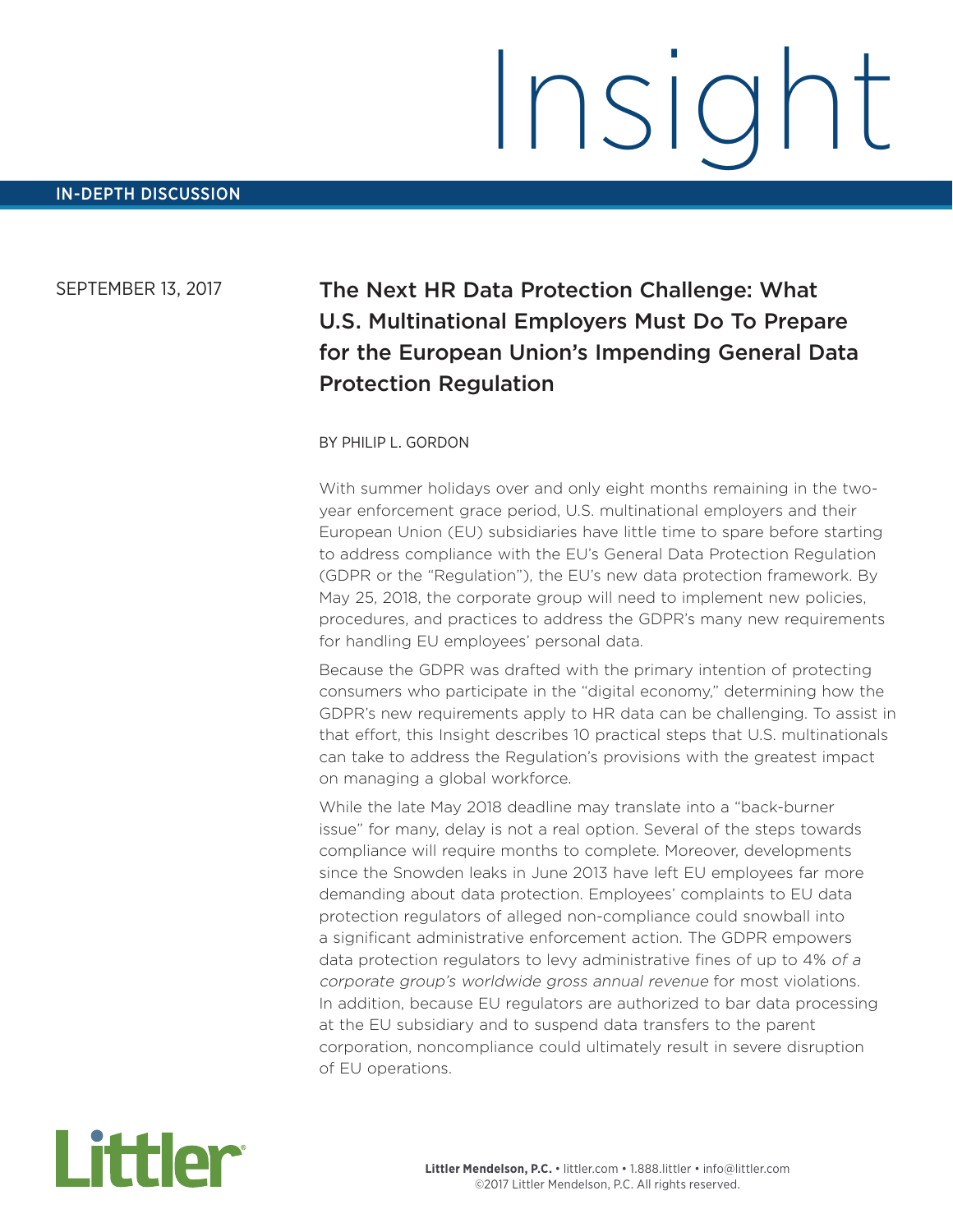# Insight

IN-DEPTH DISCUSSION

SEPTEMBER 13, 2017

## The Next HR Data Protection Challenge: What U.S. Multinational Employers Must Do To Prepare for the European Union's Impending General Data Protection Regulation

BY PHILIP L. GORDON

With summer holidays over and only eight months remaining in the two-year enforcement grace period, U.S. multinational employers and their European Union (EU) subsidiaries have little time to spare before starting to address compliance with the EU's General Data Protection Regulation (GDPR or the "Regulation"), the EU's new data protection framework. By May 25, 2018, the corporate group will need to implement new policies, procedures, and practices to address the GDPR's many new requirements for handling EU employees' personal data.

Because the GDPR was drafted with the primary intention of protecting consumers who participate in the "digital economy," determining how the GDPR's new requirements apply to HR data can be challenging. To assist in that effort, this Insight describes 10 practical steps that U.S. multinationals can take to address the Regulation's provisions with the greatest impact on managing a global workforce.

While the late May 2018 deadline may translate into a "back-burner issue" for many, delay is not a real option. Several of the steps towards compliance will require months to complete. Moreover, developments since the Snowden leaks in June 2013 have left EU employees far more demanding about data protection. Employees' complaints to EU data protection regulators of alleged non-compliance could snowball into a significant administrative enforcement action. The GDPR empowers data protection regulators to levy administrative fines of up to 4% *of a corporate group's worldwide gross annual revenue* for most violations. In addition, because EU regulators are authorized to bar data processing at the EU subsidiary and to suspend data transfers to the parent corporation, noncompliance could ultimately result in severe disruption of EU operations.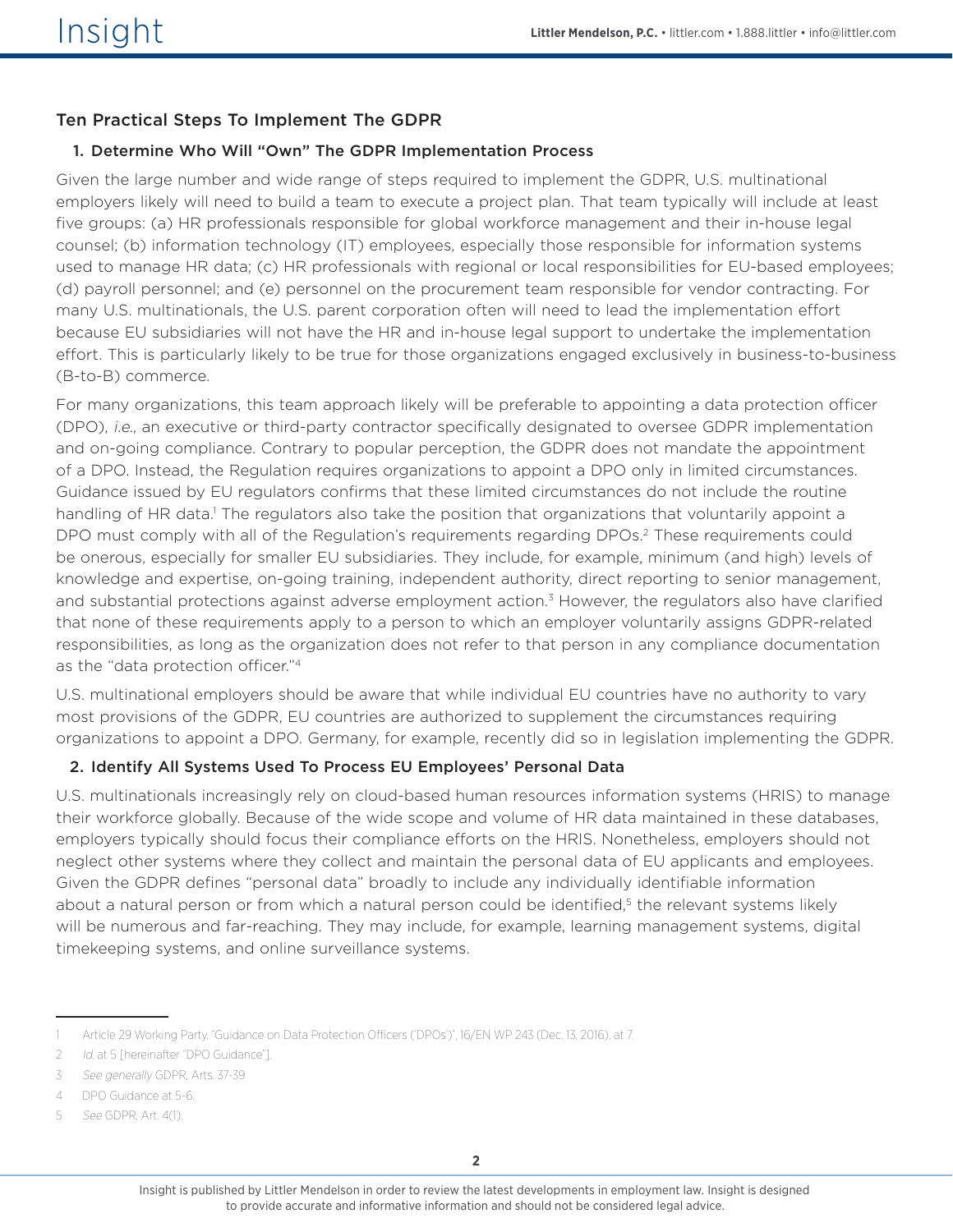## Ten Practical Steps To Implement The GDPR

### 1. Determine Who Will "Own" The GDPR Implementation Process

Given the large number and wide range of steps required to implement the GDPR, U.S. multinational employers likely will need to build a team to execute a project plan. That team typically will include at least five groups: (a) HR professionals responsible for global workforce management and their in-house legal counsel; (b) information technology (IT) employees, especially those responsible for information systems used to manage HR data; (c) HR professionals with regional or local responsibilities for EU-based employees; (d) payroll personnel; and (e) personnel on the procurement team responsible for vendor contracting. For many U.S. multinationals, the U.S. parent corporation often will need to lead the implementation effort because EU subsidiaries will not have the HR and in-house legal support to undertake the implementation effort. This is particularly likely to be true for those organizations engaged exclusively in business-to-business (B-to-B) commerce.

For many organizations, this team approach likely will be preferable to appointing a data protection officer (DPO), *i.e.*, an executive or third-party contractor specifically designated to oversee GDPR implementation and on-going compliance. Contrary to popular perception, the GDPR does not mandate the appointment of a DPO. Instead, the Regulation requires organizations to appoint a DPO only in limited circumstances. Guidance issued by EU regulators confirms that these limited circumstances do not include the routine handling of HR data.[1] The regulators also take the position that organizations that voluntarily appoint a DPO must comply with all of the Regulation's requirements regarding DPOs.[2] These requirements could be onerous, especially for smaller EU subsidiaries. They include, for example, minimum (and high) levels of knowledge and expertise, on-going training, independent authority, direct reporting to senior management, and substantial protections against adverse employment action.[3] However, the regulators also have clarified that none of these requirements apply to a person to which an employer voluntarily assigns GDPR-related responsibilities, as long as the organization does not refer to that person in any compliance documentation as the "data protection officer."[4]

U.S. multinational employers should be aware that while individual EU countries have no authority to vary most provisions of the GDPR, EU countries are authorized to supplement the circumstances requiring organizations to appoint a DPO. Germany, for example, recently did so in legislation implementing the GDPR.

### 2. Identify All Systems Used To Process EU Employees' Personal Data

U.S. multinationals increasingly rely on cloud-based human resources information systems (HRIS) to manage their workforce globally. Because of the wide scope and volume of HR data maintained in these databases, employers typically should focus their compliance efforts on the HRIS. Nonetheless, employers should not neglect other systems where they collect and maintain the personal data of EU applicants and employees. Given the GDPR defines "personal data" broadly to include any individually identifiable information about a natural person or from which a natural person could be identified,[5] the relevant systems likely will be numerous and far-reaching. They may include, for example, learning management systems, digital timekeeping systems, and online surveillance systems.

---

1 Article 29 Working Party, "Guidance on Data Protection Officers ('DPOs')", 16/EN WP 243 (Dec. 13, 2016), at 7.

2 *Id.* at 5 [hereinafter "DPO Guidance"].

3 *See generally* GDPR, Arts. 37-39

4 DPO Guidance at 5-6.

5 *See* GDPR, Art. 4(1).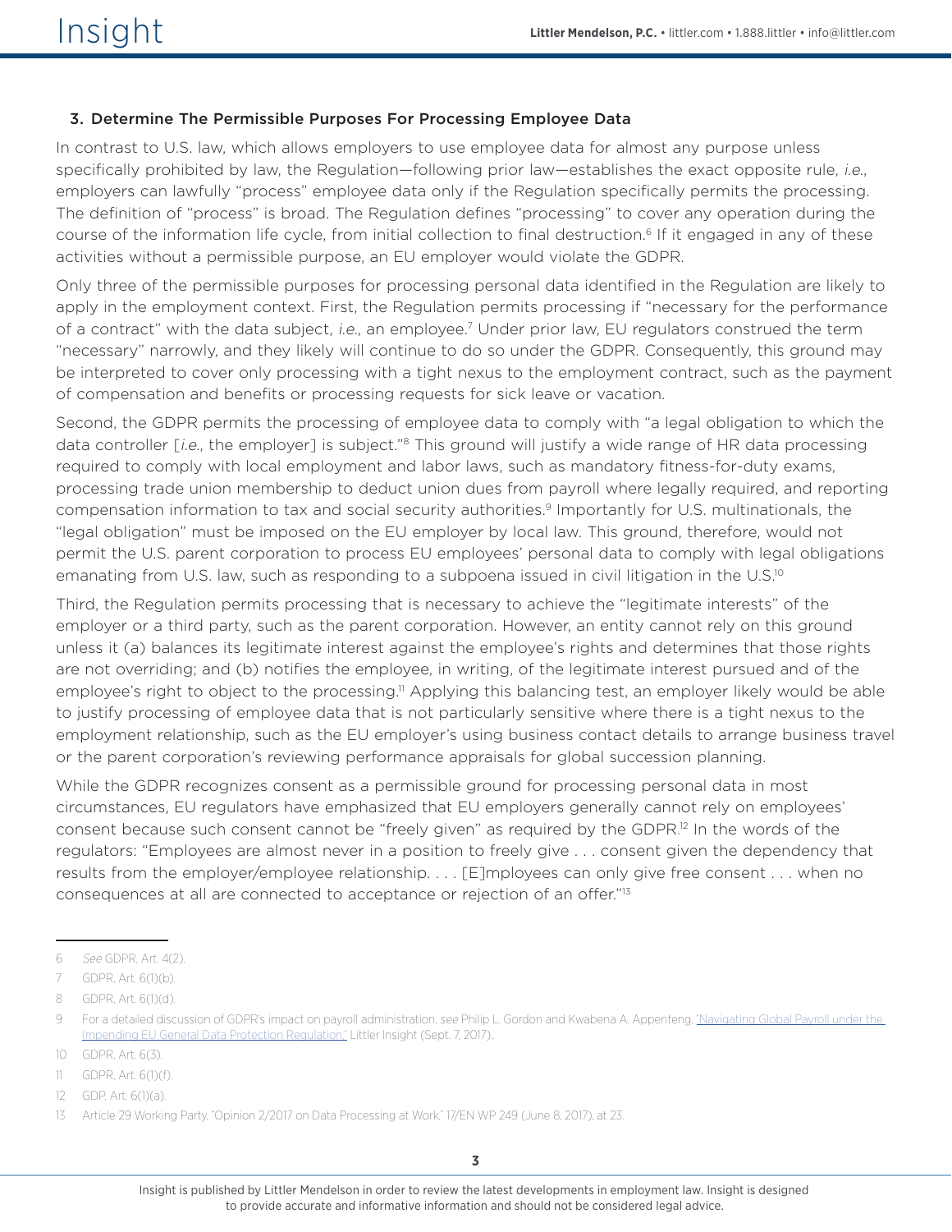### 3. Determine The Permissible Purposes For Processing Employee Data

In contrast to U.S. law, which allows employers to use employee data for almost any purpose unless specifically prohibited by law, the Regulation—following prior law—establishes the exact opposite rule, *i.e.*, employers can lawfully "process" employee data only if the Regulation specifically permits the processing. The definition of "process" is broad. The Regulation defines "processing" to cover any operation during the course of the information life cycle, from initial collection to final destruction.[6] If it engaged in any of these activities without a permissible purpose, an EU employer would violate the GDPR.

Only three of the permissible purposes for processing personal data identified in the Regulation are likely to apply in the employment context. First, the Regulation permits processing if "necessary for the performance of a contract" with the data subject, *i.e.*, an employee.[7] Under prior law, EU regulators construed the term "necessary" narrowly, and they likely will continue to do so under the GDPR. Consequently, this ground may be interpreted to cover only processing with a tight nexus to the employment contract, such as the payment of compensation and benefits or processing requests for sick leave or vacation.

Second, the GDPR permits the processing of employee data to comply with "a legal obligation to which the data controller [*i.e.*, the employer] is subject."[8] This ground will justify a wide range of HR data processing required to comply with local employment and labor laws, such as mandatory fitness-for-duty exams, processing trade union membership to deduct union dues from payroll where legally required, and reporting compensation information to tax and social security authorities.[9] Importantly for U.S. multinationals, the "legal obligation" must be imposed on the EU employer by local law. This ground, therefore, would not permit the U.S. parent corporation to process EU employees' personal data to comply with legal obligations emanating from U.S. law, such as responding to a subpoena issued in civil litigation in the U.S.[10]

Third, the Regulation permits processing that is necessary to achieve the "legitimate interests" of the employer or a third party, such as the parent corporation. However, an entity cannot rely on this ground unless it (a) balances its legitimate interest against the employee's rights and determines that those rights are not overriding; and (b) notifies the employee, in writing, of the legitimate interest pursued and of the employee's right to object to the processing.[11] Applying this balancing test, an employer likely would be able to justify processing of employee data that is not particularly sensitive where there is a tight nexus to the employment relationship, such as the EU employer's using business contact details to arrange business travel or the parent corporation's reviewing performance appraisals for global succession planning.

While the GDPR recognizes consent as a permissible ground for processing personal data in most circumstances, EU regulators have emphasized that EU employers generally cannot rely on employees' consent because such consent cannot be "freely given" as required by the GDPR.[12] In the words of the regulators: "Employees are almost never in a position to freely give . . . consent given the dependency that results from the employer/employee relationship. . . . [E]mployees can only give free consent . . . when no consequences at all are connected to acceptance or rejection of an offer."[13]

---

6 *See* GDPR, Art. 4(2).

7 GDPR, Art. 6(1)(b).

8 GDPR, Art. 6(1)(d).

9 For a detailed discussion of GDPR's impact on payroll administration, *see* Philip L. Gordon and Kwabena A. Appenteng, "Navigating Global Payroll under the Impending EU General Data Protection Regulation," Littler Insight (Sept. 7, 2017)..

10 GDPR, Art. 6(3).

11 GDPR, Art. 6(1)(f).

12 GDP, Art. 6(1)(a).

13 Article 29 Working Party, "Opinion 2/2017 on Data Processing at Work," 17/EN WP 249 (June 8, 2017), at 23.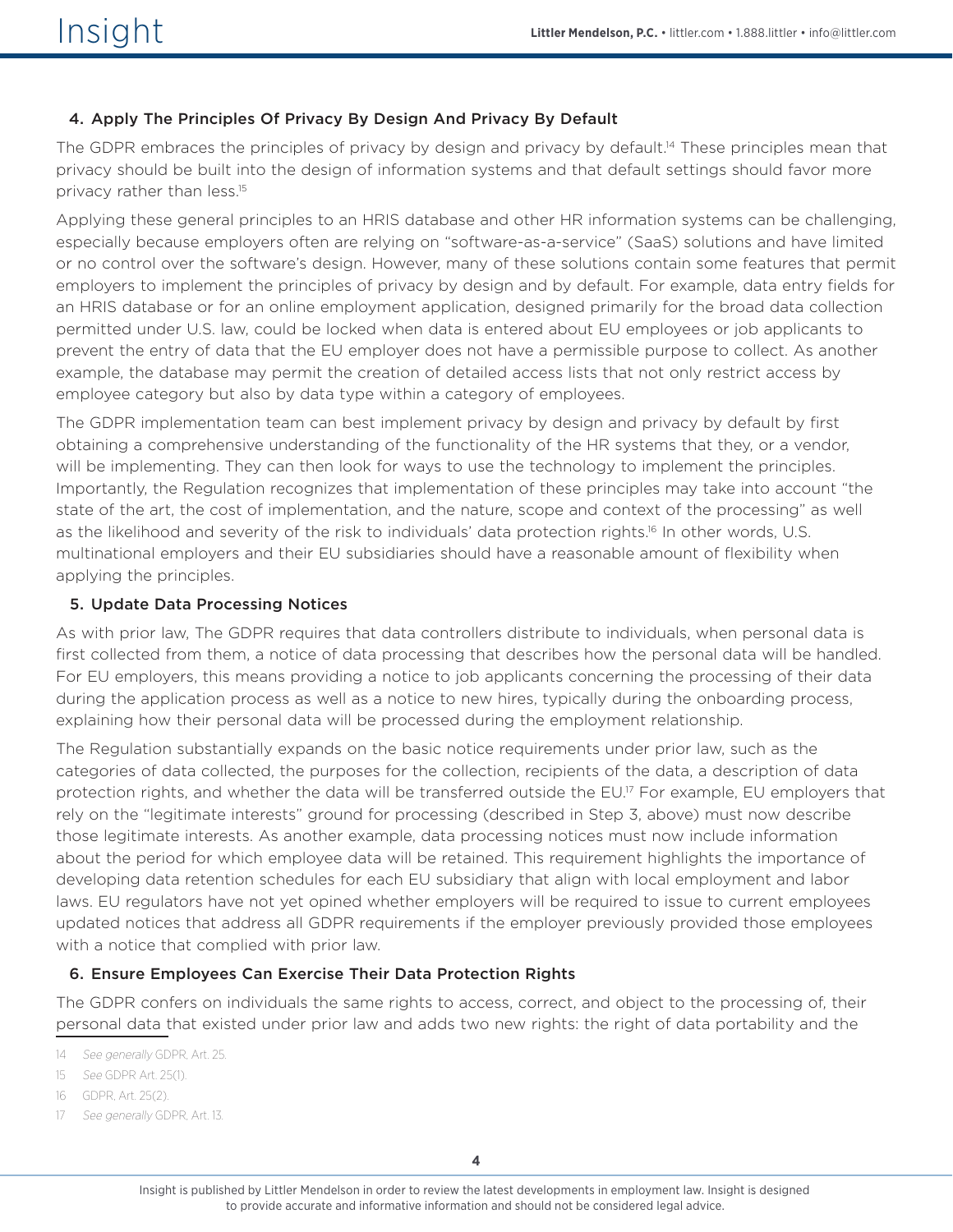### 4. Apply The Principles Of Privacy By Design And Privacy By Default

The GDPR embraces the principles of privacy by design and privacy by default.[14] These principles mean that privacy should be built into the design of information systems and that default settings should favor more privacy rather than less.[15]

Applying these general principles to an HRIS database and other HR information systems can be challenging, especially because employers often are relying on "software-as-a-service" (SaaS) solutions and have limited or no control over the software's design. However, many of these solutions contain some features that permit employers to implement the principles of privacy by design and by default. For example, data entry fields for an HRIS database or for an online employment application, designed primarily for the broad data collection permitted under U.S. law, could be locked when data is entered about EU employees or job applicants to prevent the entry of data that the EU employer does not have a permissible purpose to collect. As another example, the database may permit the creation of detailed access lists that not only restrict access by employee category but also by data type within a category of employees.

The GDPR implementation team can best implement privacy by design and privacy by default by first obtaining a comprehensive understanding of the functionality of the HR systems that they, or a vendor, will be implementing. They can then look for ways to use the technology to implement the principles. Importantly, the Regulation recognizes that implementation of these principles may take into account "the state of the art, the cost of implementation, and the nature, scope and context of the processing" as well as the likelihood and severity of the risk to individuals' data protection rights.[16] In other words, U.S. multinational employers and their EU subsidiaries should have a reasonable amount of flexibility when applying the principles.

### 5. Update Data Processing Notices

As with prior law, The GDPR requires that data controllers distribute to individuals, when personal data is first collected from them, a notice of data processing that describes how the personal data will be handled. For EU employers, this means providing a notice to job applicants concerning the processing of their data during the application process as well as a notice to new hires, typically during the onboarding process, explaining how their personal data will be processed during the employment relationship.

The Regulation substantially expands on the basic notice requirements under prior law, such as the categories of data collected, the purposes for the collection, recipients of the data, a description of data protection rights, and whether the data will be transferred outside the EU.[17] For example, EU employers that rely on the "legitimate interests" ground for processing (described in Step 3, above) must now describe those legitimate interests. As another example, data processing notices must now include information about the period for which employee data will be retained. This requirement highlights the importance of developing data retention schedules for each EU subsidiary that align with local employment and labor laws. EU regulators have not yet opined whether employers will be required to issue to current employees updated notices that address all GDPR requirements if the employer previously provided those employees with a notice that complied with prior law.

### 6. Ensure Employees Can Exercise Their Data Protection Rights

The GDPR confers on individuals the same rights to access, correct, and object to the processing of, their personal data that existed under prior law and adds two new rights: the right of data portability and the

---

14 *See generally* GDPR, Art. 25.

15 *See* GDPR Art. 25(1).

16 GDPR, Art. 25(2).

17 *See generally* GDPR, Art. 13.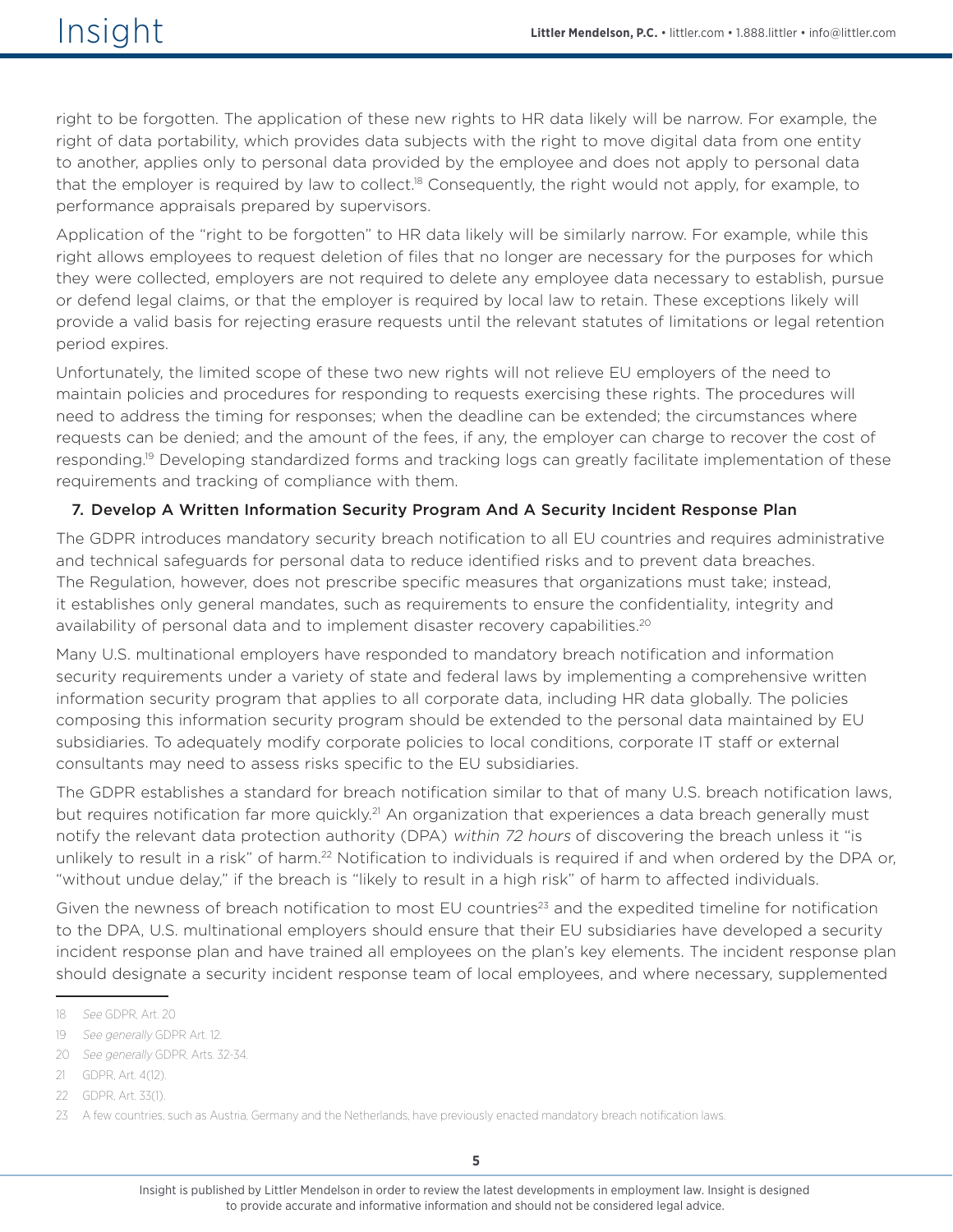right to be forgotten. The application of these new rights to HR data likely will be narrow. For example, the right of data portability, which provides data subjects with the right to move digital data from one entity to another, applies only to personal data provided by the employee and does not apply to personal data that the employer is required by law to collect.[18] Consequently, the right would not apply, for example, to performance appraisals prepared by supervisors.

Application of the "right to be forgotten" to HR data likely will be similarly narrow. For example, while this right allows employees to request deletion of files that no longer are necessary for the purposes for which they were collected, employers are not required to delete any employee data necessary to establish, pursue or defend legal claims, or that the employer is required by local law to retain. These exceptions likely will provide a valid basis for rejecting erasure requests until the relevant statutes of limitations or legal retention period expires.

Unfortunately, the limited scope of these two new rights will not relieve EU employers of the need to maintain policies and procedures for responding to requests exercising these rights. The procedures will need to address the timing for responses; when the deadline can be extended; the circumstances where requests can be denied; and the amount of the fees, if any, the employer can charge to recover the cost of responding.[19] Developing standardized forms and tracking logs can greatly facilitate implementation of these requirements and tracking of compliance with them.

### 7. Develop A Written Information Security Program And A Security Incident Response Plan

The GDPR introduces mandatory security breach notification to all EU countries and requires administrative and technical safeguards for personal data to reduce identified risks and to prevent data breaches. The Regulation, however, does not prescribe specific measures that organizations must take; instead, it establishes only general mandates, such as requirements to ensure the confidentiality, integrity and availability of personal data and to implement disaster recovery capabilities.[20]

Many U.S. multinational employers have responded to mandatory breach notification and information security requirements under a variety of state and federal laws by implementing a comprehensive written information security program that applies to all corporate data, including HR data globally. The policies composing this information security program should be extended to the personal data maintained by EU subsidiaries. To adequately modify corporate policies to local conditions, corporate IT staff or external consultants may need to assess risks specific to the EU subsidiaries.

The GDPR establishes a standard for breach notification similar to that of many U.S. breach notification laws, but requires notification far more quickly.[21] An organization that experiences a data breach generally must notify the relevant data protection authority (DPA) *within 72 hours* of discovering the breach unless it "is unlikely to result in a risk" of harm.[22] Notification to individuals is required if and when ordered by the DPA or, "without undue delay," if the breach is "likely to result in a high risk" of harm to affected individuals.

Given the newness of breach notification to most EU countries[23] and the expedited timeline for notification to the DPA, U.S. multinational employers should ensure that their EU subsidiaries have developed a security incident response plan and have trained all employees on the plan's key elements. The incident response plan should designate a security incident response team of local employees, and where necessary, supplemented

---

18 *See* GDPR, Art. 20

19 *See generally* GDPR Art. 12.

20 *See generally* GDPR, Arts. 32-34.

21 GDPR, Art. 4(12).

22 GDPR, Art. 33(1).

23 A few countries, such as Austria, Germany and the Netherlands, have previously enacted mandatory breach notification laws.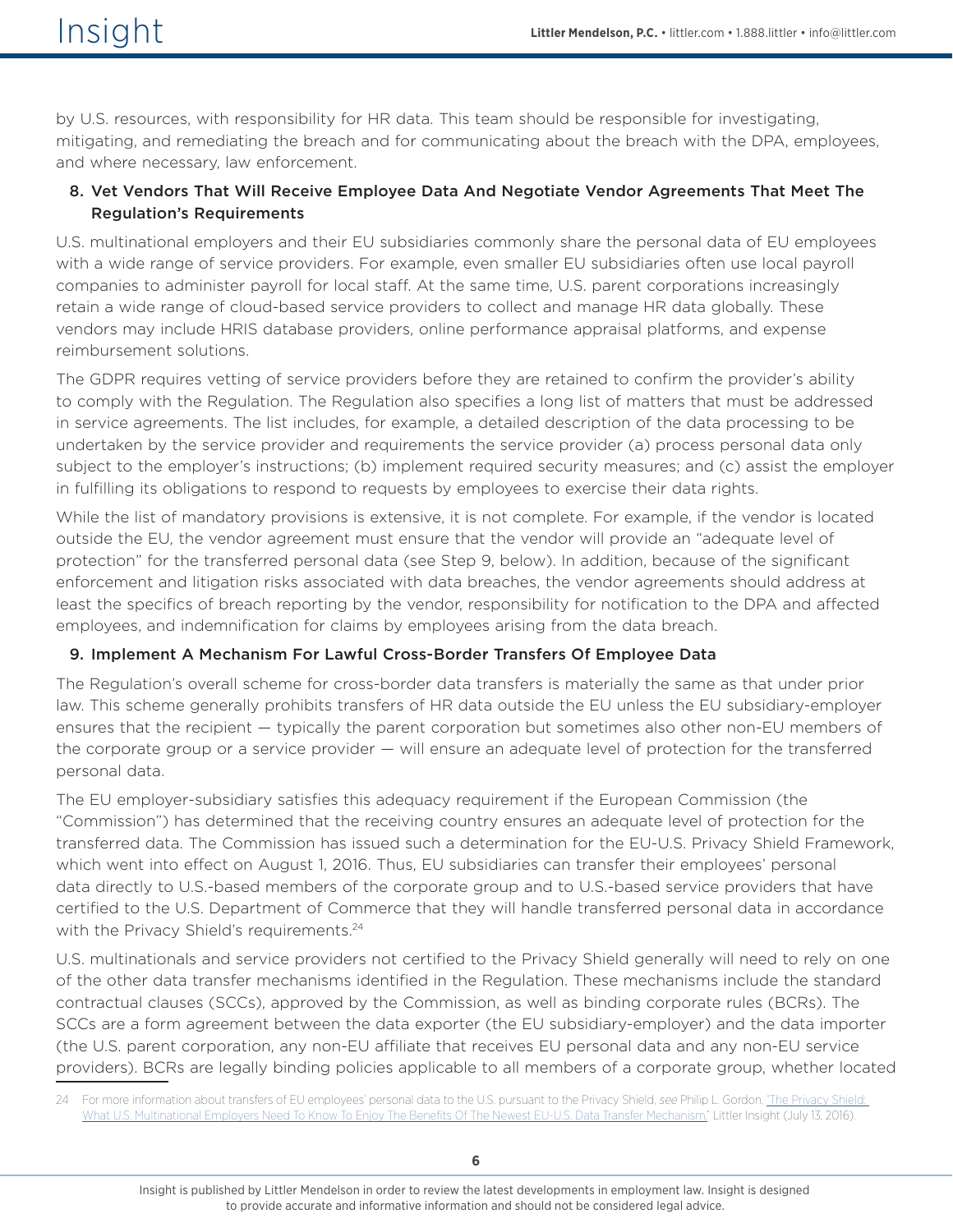by U.S. resources, with responsibility for HR data. This team should be responsible for investigating, mitigating, and remediating the breach and for communicating about the breach with the DPA, employees, and where necessary, law enforcement.

### 8. Vet Vendors That Will Receive Employee Data And Negotiate Vendor Agreements That Meet The Regulation's Requirements

U.S. multinational employers and their EU subsidiaries commonly share the personal data of EU employees with a wide range of service providers. For example, even smaller EU subsidiaries often use local payroll companies to administer payroll for local staff. At the same time, U.S. parent corporations increasingly retain a wide range of cloud-based service providers to collect and manage HR data globally. These vendors may include HRIS database providers, online performance appraisal platforms, and expense reimbursement solutions.

The GDPR requires vetting of service providers before they are retained to confirm the provider's ability to comply with the Regulation. The Regulation also specifies a long list of matters that must be addressed in service agreements. The list includes, for example, a detailed description of the data processing to be undertaken by the service provider and requirements the service provider (a) process personal data only subject to the employer's instructions; (b) implement required security measures; and (c) assist the employer in fulfilling its obligations to respond to requests by employees to exercise their data rights.

While the list of mandatory provisions is extensive, it is not complete. For example, if the vendor is located outside the EU, the vendor agreement must ensure that the vendor will provide an "adequate level of protection" for the transferred personal data (see Step 9, below). In addition, because of the significant enforcement and litigation risks associated with data breaches, the vendor agreements should address at least the specifics of breach reporting by the vendor, responsibility for notification to the DPA and affected employees, and indemnification for claims by employees arising from the data breach.

### 9. Implement A Mechanism For Lawful Cross-Border Transfers Of Employee Data

The Regulation's overall scheme for cross-border data transfers is materially the same as that under prior law. This scheme generally prohibits transfers of HR data outside the EU unless the EU subsidiary-employer ensures that the recipient — typically the parent corporation but sometimes also other non-EU members of the corporate group or a service provider — will ensure an adequate level of protection for the transferred personal data.

The EU employer-subsidiary satisfies this adequacy requirement if the European Commission (the "Commission") has determined that the receiving country ensures an adequate level of protection for the transferred data. The Commission has issued such a determination for the EU-U.S. Privacy Shield Framework, which went into effect on August 1, 2016. Thus, EU subsidiaries can transfer their employees' personal data directly to U.S.-based members of the corporate group and to U.S.-based service providers that have certified to the U.S. Department of Commerce that they will handle transferred personal data in accordance with the Privacy Shield's requirements.[24]

U.S. multinationals and service providers not certified to the Privacy Shield generally will need to rely on one of the other data transfer mechanisms identified in the Regulation. These mechanisms include the standard contractual clauses (SCCs), approved by the Commission, as well as binding corporate rules (BCRs). The SCCs are a form agreement between the data exporter (the EU subsidiary-employer) and the data importer (the U.S. parent corporation, any non-EU affiliate that receives EU personal data and any non-EU service providers). BCRs are legally binding policies applicable to all members of a corporate group, whether located

---

24 For more information about transfers of EU employees' personal data to the U.S. pursuant to the Privacy Shield, *see* Philip L. Gordon, "The Privacy Shield: What U.S. Multinational Employers Need To Know To Enjoy The Benefits Of The Newest EU-U.S. Data Transfer Mechanism," Littler Insight (July 13, 2016).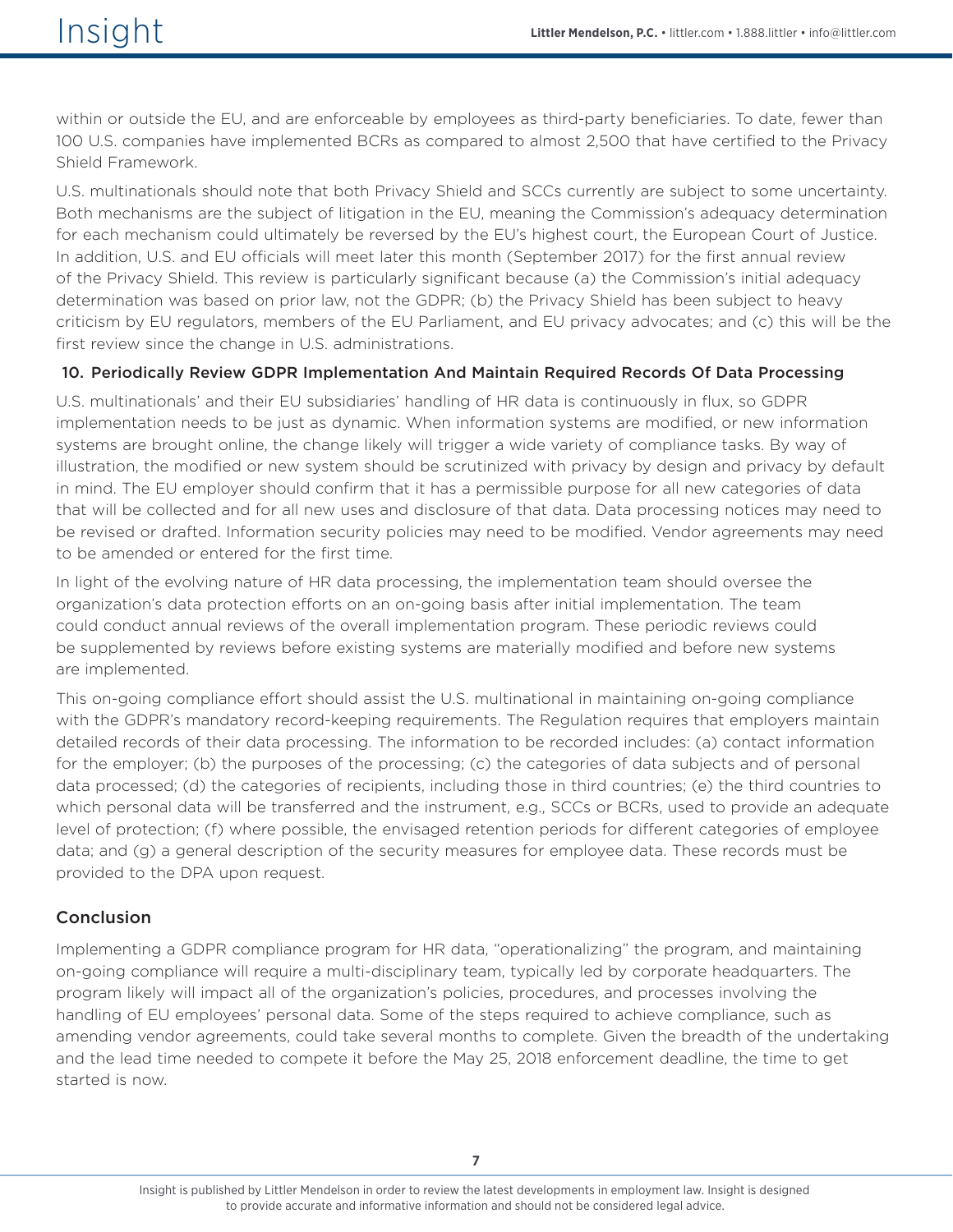within or outside the EU, and are enforceable by employees as third-party beneficiaries. To date, fewer than 100 U.S. companies have implemented BCRs as compared to almost 2,500 that have certified to the Privacy Shield Framework.

U.S. multinationals should note that both Privacy Shield and SCCs currently are subject to some uncertainty. Both mechanisms are the subject of litigation in the EU, meaning the Commission's adequacy determination for each mechanism could ultimately be reversed by the EU's highest court, the European Court of Justice. In addition, U.S. and EU officials will meet later this month (September 2017) for the first annual review of the Privacy Shield. This review is particularly significant because (a) the Commission's initial adequacy determination was based on prior law, not the GDPR; (b) the Privacy Shield has been subject to heavy criticism by EU regulators, members of the EU Parliament, and EU privacy advocates; and (c) this will be the first review since the change in U.S. administrations.

### 10. Periodically Review GDPR Implementation And Maintain Required Records Of Data Processing

U.S. multinationals' and their EU subsidiaries' handling of HR data is continuously in flux, so GDPR implementation needs to be just as dynamic. When information systems are modified, or new information systems are brought online, the change likely will trigger a wide variety of compliance tasks. By way of illustration, the modified or new system should be scrutinized with privacy by design and privacy by default in mind. The EU employer should confirm that it has a permissible purpose for all new categories of data that will be collected and for all new uses and disclosure of that data. Data processing notices may need to be revised or drafted. Information security policies may need to be modified. Vendor agreements may need to be amended or entered for the first time.

In light of the evolving nature of HR data processing, the implementation team should oversee the organization's data protection efforts on an on-going basis after initial implementation. The team could conduct annual reviews of the overall implementation program. These periodic reviews could be supplemented by reviews before existing systems are materially modified and before new systems are implemented.

This on-going compliance effort should assist the U.S. multinational in maintaining on-going compliance with the GDPR's mandatory record-keeping requirements. The Regulation requires that employers maintain detailed records of their data processing. The information to be recorded includes: (a) contact information for the employer; (b) the purposes of the processing; (c) the categories of data subjects and of personal data processed; (d) the categories of recipients, including those in third countries; (e) the third countries to which personal data will be transferred and the instrument, e.g., SCCs or BCRs, used to provide an adequate level of protection; (f) where possible, the envisaged retention periods for different categories of employee data; and (g) a general description of the security measures for employee data. These records must be provided to the DPA upon request.

## Conclusion

Implementing a GDPR compliance program for HR data, "operationalizing" the program, and maintaining on-going compliance will require a multi-disciplinary team, typically led by corporate headquarters. The program likely will impact all of the organization's policies, procedures, and processes involving the handling of EU employees' personal data. Some of the steps required to achieve compliance, such as amending vendor agreements, could take several months to complete. Given the breadth of the undertaking and the lead time needed to compete it before the May 25, 2018 enforcement deadline, the time to get started is now.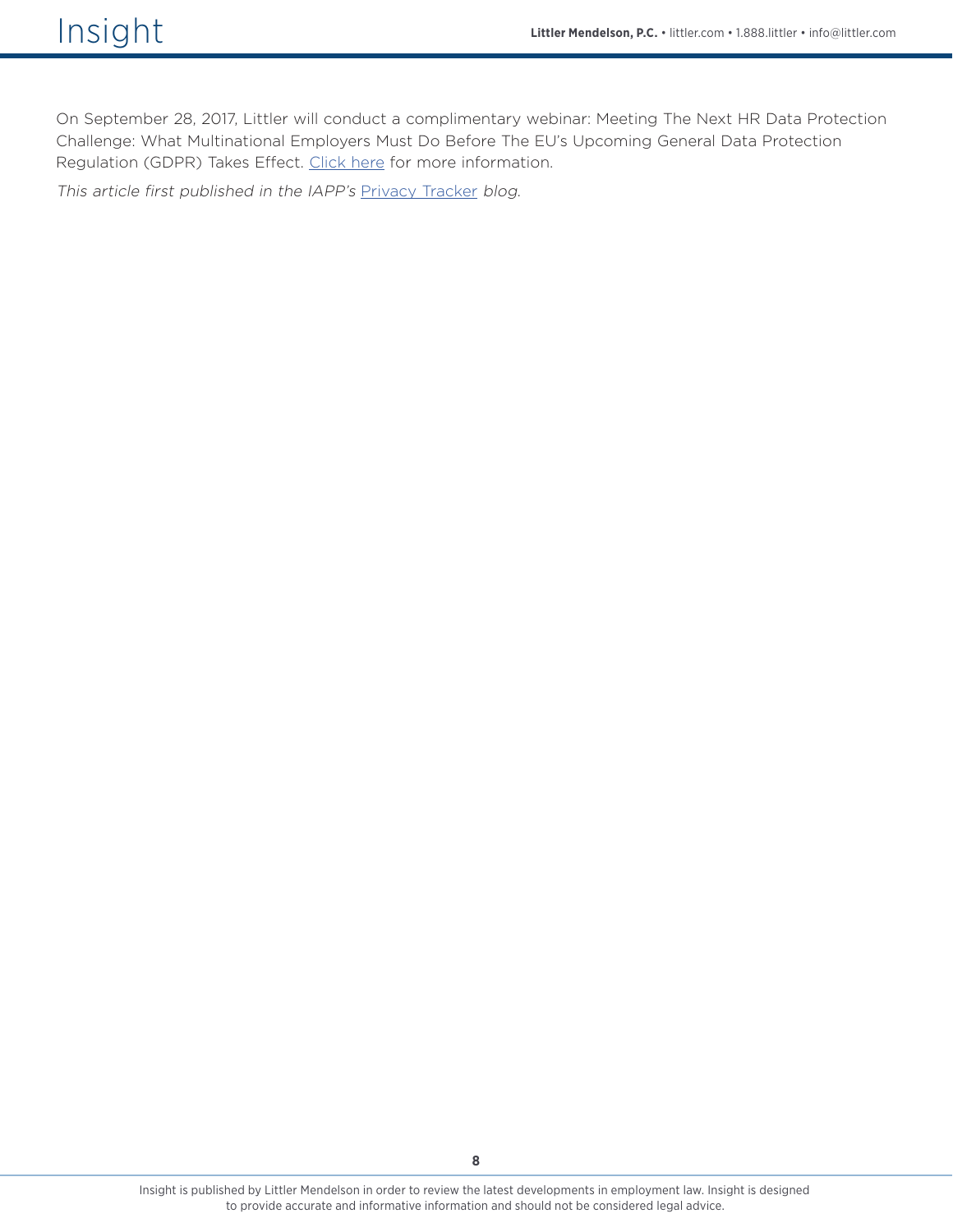On September 28, 2017, Littler will conduct a complimentary webinar: Meeting The Next HR Data Protection Challenge: What Multinational Employers Must Do Before The EU's Upcoming General Data Protection Regulation (GDPR) Takes Effect. Click here for more information.

*This article first published in the IAPP's* Privacy Tracker *blog.*